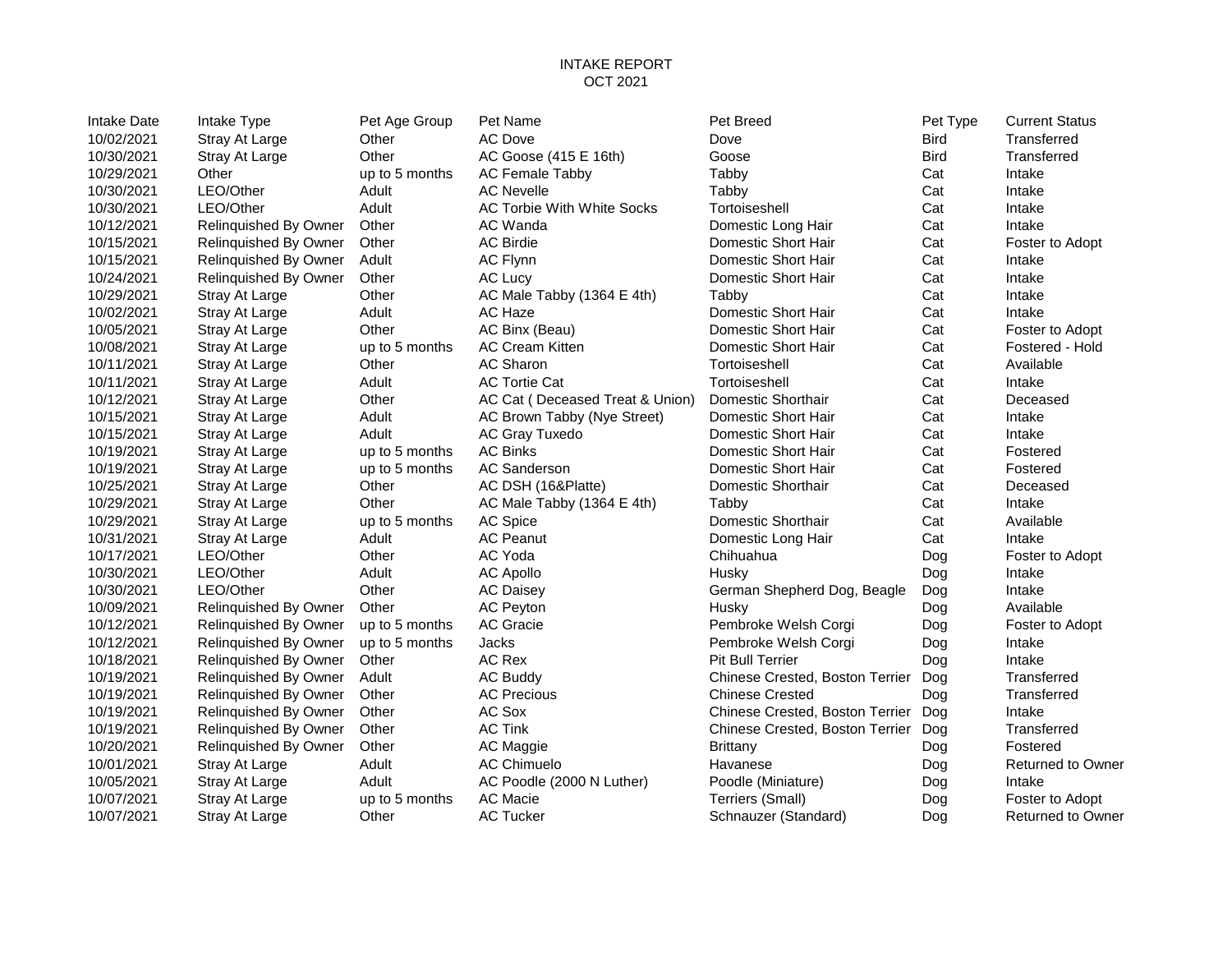# INTAKE REPORT
## OCT 2021

| Intake Date | Intake Type | Pet Age Group | Pet Name | Pet Breed | Pet Type | Current Status |
|---|---|---|---|---|---|---|
| 10/02/2021 | Stray At Large | Other | AC Dove | Dove | Bird | Transferred |
| 10/30/2021 | Stray At Large | Other | AC Goose (415 E 16th) | Goose | Bird | Transferred |
| 10/29/2021 | Other | up to 5 months | AC Female Tabby | Tabby | Cat | Intake |
| 10/30/2021 | LEO/Other | Adult | AC Nevelle | Tabby | Cat | Intake |
| 10/30/2021 | LEO/Other | Adult | AC Torbie With White Socks | Tortoiseshell | Cat | Intake |
| 10/12/2021 | Relinquished By Owner | Other | AC Wanda | Domestic Long Hair | Cat | Intake |
| 10/15/2021 | Relinquished By Owner | Other | AC Birdie | Domestic Short Hair | Cat | Foster to Adopt |
| 10/15/2021 | Relinquished By Owner | Adult | AC Flynn | Domestic Short Hair | Cat | Intake |
| 10/24/2021 | Relinquished By Owner | Other | AC Lucy | Domestic Short Hair | Cat | Intake |
| 10/29/2021 | Stray At Large | Other | AC Male Tabby (1364 E 4th) | Tabby | Cat | Intake |
| 10/02/2021 | Stray At Large | Adult | AC Haze | Domestic Short Hair | Cat | Intake |
| 10/05/2021 | Stray At Large | Other | AC Binx (Beau) | Domestic Short Hair | Cat | Foster to Adopt |
| 10/08/2021 | Stray At Large | up to 5 months | AC Cream Kitten | Domestic Short Hair | Cat | Fostered - Hold |
| 10/11/2021 | Stray At Large | Other | AC Sharon | Tortoiseshell | Cat | Available |
| 10/11/2021 | Stray At Large | Adult | AC Tortie Cat | Tortoiseshell | Cat | Intake |
| 10/12/2021 | Stray At Large | Other | AC Cat ( Deceased Treat & Union) | Domestic Shorthair | Cat | Deceased |
| 10/15/2021 | Stray At Large | Adult | AC Brown Tabby (Nye Street) | Domestic Short Hair | Cat | Intake |
| 10/15/2021 | Stray At Large | Adult | AC Gray Tuxedo | Domestic Short Hair | Cat | Intake |
| 10/19/2021 | Stray At Large | up to 5 months | AC Binks | Domestic Short Hair | Cat | Fostered |
| 10/19/2021 | Stray At Large | up to 5 months | AC Sanderson | Domestic Short Hair | Cat | Fostered |
| 10/25/2021 | Stray At Large | Other | AC DSH (16&Platte) | Domestic Shorthair | Cat | Deceased |
| 10/29/2021 | Stray At Large | Other | AC Male Tabby (1364 E 4th) | Tabby | Cat | Intake |
| 10/29/2021 | Stray At Large | up to 5 months | AC Spice | Domestic Shorthair | Cat | Available |
| 10/31/2021 | Stray At Large | Adult | AC Peanut | Domestic Long Hair | Cat | Intake |
| 10/17/2021 | LEO/Other | Other | AC Yoda | Chihuahua | Dog | Foster to Adopt |
| 10/30/2021 | LEO/Other | Adult | AC Apollo | Husky | Dog | Intake |
| 10/30/2021 | LEO/Other | Other | AC Daisey | German Shepherd Dog, Beagle | Dog | Intake |
| 10/09/2021 | Relinquished By Owner | Other | AC Peyton | Husky | Dog | Available |
| 10/12/2021 | Relinquished By Owner | up to 5 months | AC Gracie | Pembroke Welsh Corgi | Dog | Foster to Adopt |
| 10/12/2021 | Relinquished By Owner | up to 5 months | Jacks | Pembroke Welsh Corgi | Dog | Intake |
| 10/18/2021 | Relinquished By Owner | Other | AC Rex | Pit Bull Terrier | Dog | Intake |
| 10/19/2021 | Relinquished By Owner | Adult | AC Buddy | Chinese Crested, Boston Terrier | Dog | Transferred |
| 10/19/2021 | Relinquished By Owner | Other | AC Precious | Chinese Crested | Dog | Transferred |
| 10/19/2021 | Relinquished By Owner | Other | AC Sox | Chinese Crested, Boston Terrier | Dog | Intake |
| 10/19/2021 | Relinquished By Owner | Other | AC Tink | Chinese Crested, Boston Terrier | Dog | Transferred |
| 10/20/2021 | Relinquished By Owner | Other | AC Maggie | Brittany | Dog | Fostered |
| 10/01/2021 | Stray At Large | Adult | AC Chimuelo | Havanese | Dog | Returned to Owner |
| 10/05/2021 | Stray At Large | Adult | AC Poodle (2000 N Luther) | Poodle (Miniature) | Dog | Intake |
| 10/07/2021 | Stray At Large | up to 5 months | AC Macie | Terriers (Small) | Dog | Foster to Adopt |
| 10/07/2021 | Stray At Large | Other | AC Tucker | Schnauzer (Standard) | Dog | Returned to Owner |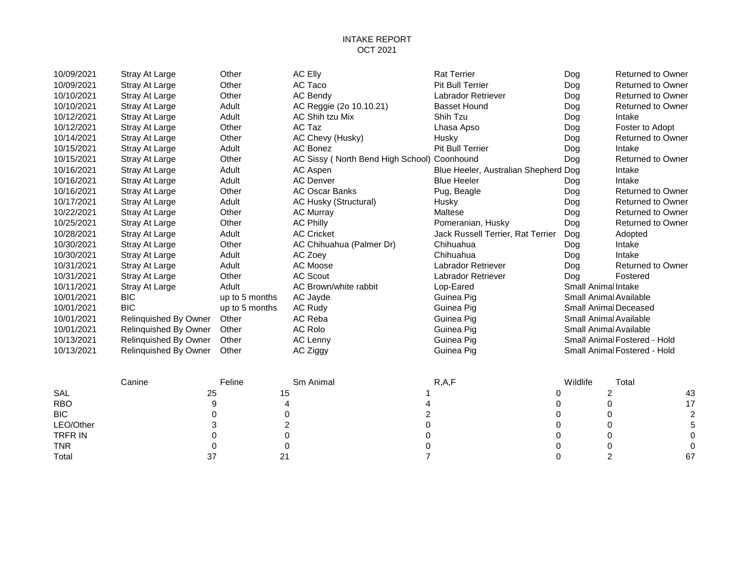# INTAKE REPORT
## OCT 2021

| | | | | | | |
|---|---|---|---|---|---|---|
| 10/09/2021 | Stray At Large | Other | AC Elly | Rat Terrier | Dog | Returned to Owner |
| 10/09/2021 | Stray At Large | Other | AC Taco | Pit Bull Terrier | Dog | Returned to Owner |
| 10/10/2021 | Stray At Large | Other | AC Bendy | Labrador Retriever | Dog | Returned to Owner |
| 10/10/2021 | Stray At Large | Adult | AC Reggie (2o 10.10.21) | Basset Hound | Dog | Returned to Owner |
| 10/12/2021 | Stray At Large | Adult | AC Shih tzu Mix | Shih Tzu | Dog | Intake |
| 10/12/2021 | Stray At Large | Other | AC Taz | Lhasa Apso | Dog | Foster to Adopt |
| 10/14/2021 | Stray At Large | Other | AC Chevy (Husky) | Husky | Dog | Returned to Owner |
| 10/15/2021 | Stray At Large | Adult | AC Bonez | Pit Bull Terrier | Dog | Intake |
| 10/15/2021 | Stray At Large | Other | AC Sissy ( North Bend High School) | Coonhound | Dog | Returned to Owner |
| 10/16/2021 | Stray At Large | Adult | AC Aspen | Blue Heeler, Australian Shepherd | Dog | Intake |
| 10/16/2021 | Stray At Large | Adult | AC Denver | Blue Heeler | Dog | Intake |
| 10/16/2021 | Stray At Large | Other | AC Oscar Banks | Pug, Beagle | Dog | Returned to Owner |
| 10/17/2021 | Stray At Large | Adult | AC Husky (Structural) | Husky | Dog | Returned to Owner |
| 10/22/2021 | Stray At Large | Other | AC Murray | Maltese | Dog | Returned to Owner |
| 10/25/2021 | Stray At Large | Other | AC Philly | Pomeranian, Husky | Dog | Returned to Owner |
| 10/28/2021 | Stray At Large | Adult | AC Cricket | Jack Russell Terrier, Rat Terrier | Dog | Adopted |
| 10/30/2021 | Stray At Large | Other | AC Chihuahua (Palmer Dr) | Chihuahua | Dog | Intake |
| 10/30/2021 | Stray At Large | Adult | AC Zoey | Chihuahua | Dog | Intake |
| 10/31/2021 | Stray At Large | Adult | AC Moose | Labrador Retriever | Dog | Returned to Owner |
| 10/31/2021 | Stray At Large | Other | AC Scout | Labrador Retriever | Dog | Fostered |
| 10/11/2021 | Stray At Large | Adult | AC Brown/white rabbit | Lop-Eared | Small Animal | Intake |
| 10/01/2021 | BIC | up to 5 months | AC Jayde | Guinea Pig | Small Animal | Available |
| 10/01/2021 | BIC | up to 5 months | AC Rudy | Guinea Pig | Small Animal | Deceased |
| 10/01/2021 | Relinquished By Owner | Other | AC Reba | Guinea Pig | Small Animal | Available |
| 10/01/2021 | Relinquished By Owner | Other | AC Rolo | Guinea Pig | Small Animal | Available |
| 10/13/2021 | Relinquished By Owner | Other | AC Lenny | Guinea Pig | Small Animal | Fostered - Hold |
| 10/13/2021 | Relinquished By Owner | Other | AC Ziggy | Guinea Pig | Small Animal | Fostered - Hold |

| | Canine | Feline | Sm Animal | R,A,F | Wildlife | Total |
|---|---|---|---|---|---|---|
| SAL | 25 | 15 | 1 | 0 | 2 | 43 |
| RBO | 9 | 4 | 4 | 0 | 0 | 17 |
| BIC | 0 | 0 | 2 | 0 | 0 | 2 |
| LEO/Other | 3 | 2 | 0 | 0 | 0 | 5 |
| TRFR IN | 0 | 0 | 0 | 0 | 0 | 0 |
| TNR | 0 | 0 | 0 | 0 | 0 | 0 |
| Total | 37 | 21 | 7 | 0 | 2 | 67 |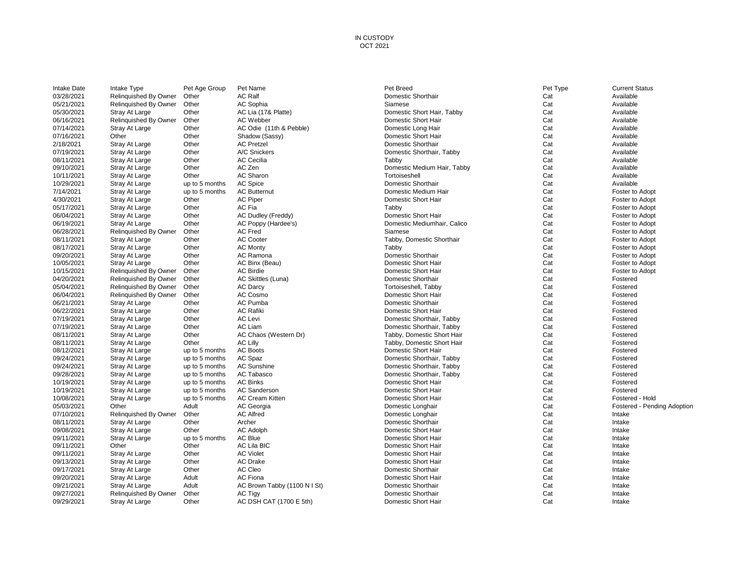IN CUSTODY
OCT 2021

| Intake Date | Intake Type | Pet Age Group | Pet Name | Pet Breed | Pet Type | Current Status |
|---|---|---|---|---|---|---|
| 03/28/2021 | Relinquished By Owner | Other | AC Ralf | Domestic Shorthair | Cat | Available |
| 05/21/2021 | Relinquished By Owner | Other | AC Sophia | Siamese | Cat | Available |
| 05/30/2021 | Stray At Large | Other | AC Lia (17& Platte) | Domestic Short Hair, Tabby | Cat | Available |
| 06/16/2021 | Relinquished By Owner | Other | AC Webber | Domestic Short Hair | Cat | Available |
| 07/14/2021 | Stray At Large | Other | AC Odie (11th & Pebble) | Domestic Long Hair | Cat | Available |
| 07/16/2021 | Other | Other | Shadow (Sassy) | Domestic Short Hair | Cat | Available |
| 2/18/2021 | Stray At Large | Other | AC Pretzel | Domestic Shorthair | Cat | Available |
| 07/19/2021 | Stray At Large | Other | A/C Snickers | Domestic Shorthair, Tabby | Cat | Available |
| 08/11/2021 | Stray At Large | Other | AC Cecilia | Tabby | Cat | Available |
| 09/10/2021 | Stray At Large | Other | AC Zen | Domestic Medium Hair, Tabby | Cat | Available |
| 10/11/2021 | Stray At Large | Other | AC Sharon | Tortoiseshell | Cat | Available |
| 10/29/2021 | Stray At Large | up to 5 months | AC Spice | Domestic Shorthair | Cat | Available |
| 7/14/2021 | Stray At Large | up to 5 months | AC Butternut | Domestic Medium Hair | Cat | Foster to Adopt |
| 4/30/2021 | Stray At Large | Other | AC Piper | Domestic Short Hair | Cat | Foster to Adopt |
| 05/17/2021 | Stray At Large | Other | AC Fia | Tabby | Cat | Foster to Adopt |
| 06/04/2021 | Stray At Large | Other | AC Dudley (Freddy) | Domestic Short Hair | Cat | Foster to Adopt |
| 06/19/2021 | Stray At Large | Other | AC Poppy (Hardee's) | Domestic Mediumhair, Calico | Cat | Foster to Adopt |
| 06/28/2021 | Relinquished By Owner | Other | AC Fred | Siamese | Cat | Foster to Adopt |
| 08/11/2021 | Stray At Large | Other | AC Cooter | Tabby, Domestic Shorthair | Cat | Foster to Adopt |
| 08/17/2021 | Stray At Large | Other | AC Monty | Tabby | Cat | Foster to Adopt |
| 09/20/2021 | Stray At Large | Other | AC Ramona | Domestic Shorthair | Cat | Foster to Adopt |
| 10/05/2021 | Stray At Large | Other | AC Binx (Beau) | Domestic Short Hair | Cat | Foster to Adopt |
| 10/15/2021 | Relinquished By Owner | Other | AC Birdie | Domestic Short Hair | Cat | Foster to Adopt |
| 04/20/2021 | Relinquished By Owner | Other | AC Skittles (Luna) | Domestic Shorthair | Cat | Fostered |
| 05/04/2021 | Relinquished By Owner | Other | AC Darcy | Tortoiseshell, Tabby | Cat | Fostered |
| 06/04/2021 | Relinquished By Owner | Other | AC Cosmo | Domestic Short Hair | Cat | Fostered |
| 06/21/2021 | Stray At Large | Other | AC Pumba | Domestic Shorthair | Cat | Fostered |
| 06/22/2021 | Stray At Large | Other | AC Rafiki | Domestic Short Hair | Cat | Fostered |
| 07/19/2021 | Stray At Large | Other | AC Levi | Domestic Shorthair, Tabby | Cat | Fostered |
| 07/19/2021 | Stray At Large | Other | AC Liam | Domestic Shorthair, Tabby | Cat | Fostered |
| 08/11/2021 | Stray At Large | Other | AC Chaos (Western Dr) | Tabby, Domestic Short Hair | Cat | Fostered |
| 08/11/2021 | Stray At Large | Other | AC Lilly | Tabby, Domestic Short Hair | Cat | Fostered |
| 08/12/2021 | Stray At Large | up to 5 months | AC Boots | Domestic Short Hair | Cat | Fostered |
| 09/24/2021 | Stray At Large | up to 5 months | AC Spaz | Domestic Shorthair, Tabby | Cat | Fostered |
| 09/24/2021 | Stray At Large | up to 5 months | AC Sunshine | Domestic Shorthair, Tabby | Cat | Fostered |
| 09/28/2021 | Stray At Large | up to 5 months | AC Tabasco | Domestic Shorthair, Tabby | Cat | Fostered |
| 10/19/2021 | Stray At Large | up to 5 months | AC Binks | Domestic Short Hair | Cat | Fostered |
| 10/19/2021 | Stray At Large | up to 5 months | AC Sanderson | Domestic Short Hair | Cat | Fostered |
| 10/08/2021 | Stray At Large | up to 5 months | AC Cream Kitten | Domestic Short Hair | Cat | Fostered - Hold |
| 05/03/2021 | Other | Adult | AC Georgia | Domestic Longhair | Cat | Fostered - Pending Adoption |
| 07/10/2021 | Relinquished By Owner | Other | AC Alfred | Domestic Longhair | Cat | Intake |
| 08/11/2021 | Stray At Large | Other | Archer | Domestic Shorthair | Cat | Intake |
| 09/08/2021 | Stray At Large | Other | AC Adolph | Domestic Short Hair | Cat | Intake |
| 09/11/2021 | Stray At Large | up to 5 months | AC Blue | Domestic Short Hair | Cat | Intake |
| 09/11/2021 | Other | Other | AC Lila BIC | Domestic Short Hair | Cat | Intake |
| 09/11/2021 | Stray At Large | Other | AC Violet | Domestic Short Hair | Cat | Intake |
| 09/13/2021 | Stray At Large | Other | AC Drake | Domestic Short Hair | Cat | Intake |
| 09/17/2021 | Stray At Large | Other | AC Cleo | Domestic Shorthair | Cat | Intake |
| 09/20/2021 | Stray At Large | Adult | AC Fiona | Domestic Short Hair | Cat | Intake |
| 09/21/2021 | Stray At Large | Adult | AC Brown Tabby (1100 N I St) | Domestic Shorthair | Cat | Intake |
| 09/27/2021 | Relinquished By Owner | Other | AC Tigy | Domestic Shorthair | Cat | Intake |
| 09/29/2021 | Stray At Large | Other | AC DSH CAT (1700 E 5th) | Domestic Short Hair | Cat | Intake |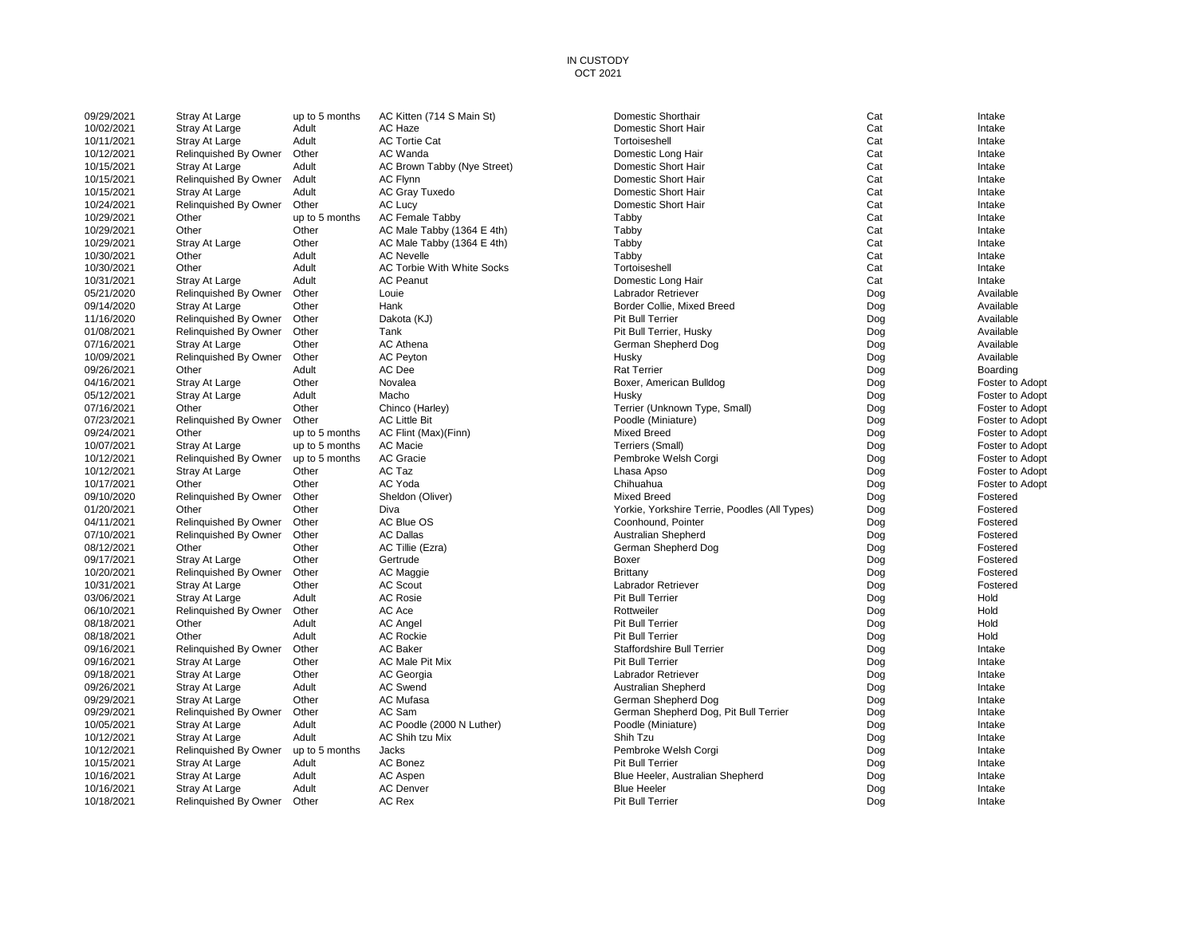IN CUSTODY
OCT 2021

| | | | | | | |
|---|---|---|---|---|---|---|
| 09/29/2021 | Stray At Large | up to 5 months | AC Kitten (714 S Main St) | Domestic Shorthair | Cat | Intake |
| 10/02/2021 | Stray At Large | Adult | AC Haze | Domestic Short Hair | Cat | Intake |
| 10/11/2021 | Stray At Large | Adult | AC Tortie Cat | Tortoiseshell | Cat | Intake |
| 10/12/2021 | Relinquished By Owner | Other | AC Wanda | Domestic Long Hair | Cat | Intake |
| 10/15/2021 | Stray At Large | Adult | AC Brown Tabby (Nye Street) | Domestic Short Hair | Cat | Intake |
| 10/15/2021 | Relinquished By Owner | Adult | AC Flynn | Domestic Short Hair | Cat | Intake |
| 10/15/2021 | Stray At Large | Adult | AC Gray Tuxedo | Domestic Short Hair | Cat | Intake |
| 10/24/2021 | Relinquished By Owner | Other | AC Lucy | Domestic Short Hair | Cat | Intake |
| 10/29/2021 | Other | up to 5 months | AC Female Tabby | Tabby | Cat | Intake |
| 10/29/2021 | Other | Other | AC Male Tabby (1364 E 4th) | Tabby | Cat | Intake |
| 10/29/2021 | Stray At Large | Other | AC Male Tabby (1364 E 4th) | Tabby | Cat | Intake |
| 10/30/2021 | Other | Adult | AC Nevelle | Tabby | Cat | Intake |
| 10/30/2021 | Other | Adult | AC Torbie With White Socks | Tortoiseshell | Cat | Intake |
| 10/31/2021 | Stray At Large | Adult | AC Peanut | Domestic Long Hair | Cat | Intake |
| 05/21/2020 | Relinquished By Owner | Other | Louie | Labrador Retriever | Dog | Available |
| 09/14/2020 | Stray At Large | Other | Hank | Border Collie, Mixed Breed | Dog | Available |
| 11/16/2020 | Relinquished By Owner | Other | Dakota (KJ) | Pit Bull Terrier | Dog | Available |
| 01/08/2021 | Relinquished By Owner | Other | Tank | Pit Bull Terrier, Husky | Dog | Available |
| 07/16/2021 | Stray At Large | Other | AC Athena | German Shepherd Dog | Dog | Available |
| 10/09/2021 | Relinquished By Owner | Other | AC Peyton | Husky | Dog | Available |
| 09/26/2021 | Other | Adult | AC Dee | Rat Terrier | Dog | Boarding |
| 04/16/2021 | Stray At Large | Other | Novalea | Boxer, American Bulldog | Dog | Foster to Adopt |
| 05/12/2021 | Stray At Large | Adult | Macho | Husky | Dog | Foster to Adopt |
| 07/16/2021 | Other | Other | Chinco (Harley) | Terrier (Unknown Type, Small) | Dog | Foster to Adopt |
| 07/23/2021 | Relinquished By Owner | Other | AC Little Bit | Poodle (Miniature) | Dog | Foster to Adopt |
| 09/24/2021 | Other | up to 5 months | AC Flint (Max)(Finn) | Mixed Breed | Dog | Foster to Adopt |
| 10/07/2021 | Stray At Large | up to 5 months | AC Macie | Terriers (Small) | Dog | Foster to Adopt |
| 10/12/2021 | Relinquished By Owner | up to 5 months | AC Gracie | Pembroke Welsh Corgi | Dog | Foster to Adopt |
| 10/12/2021 | Stray At Large | Other | AC Taz | Lhasa Apso | Dog | Foster to Adopt |
| 10/17/2021 | Other | Other | AC Yoda | Chihuahua | Dog | Foster to Adopt |
| 09/10/2020 | Relinquished By Owner | Other | Sheldon (Oliver) | Mixed Breed | Dog | Fostered |
| 01/20/2021 | Other | Other | Diva | Yorkie, Yorkshire Terrie, Poodles (All Types) | Dog | Fostered |
| 04/11/2021 | Relinquished By Owner | Other | AC Blue OS | Coonhound, Pointer | Dog | Fostered |
| 07/10/2021 | Relinquished By Owner | Other | AC Dallas | Australian Shepherd | Dog | Fostered |
| 08/12/2021 | Other | Other | AC Tillie (Ezra) | German Shepherd Dog | Dog | Fostered |
| 09/17/2021 | Stray At Large | Other | Gertrude | Boxer | Dog | Fostered |
| 10/20/2021 | Relinquished By Owner | Other | AC Maggie | Brittany | Dog | Fostered |
| 10/31/2021 | Stray At Large | Other | AC Scout | Labrador Retriever | Dog | Fostered |
| 03/06/2021 | Stray At Large | Adult | AC Rosie | Pit Bull Terrier | Dog | Hold |
| 06/10/2021 | Relinquished By Owner | Other | AC Ace | Rottweiler | Dog | Hold |
| 08/18/2021 | Other | Adult | AC Angel | Pit Bull Terrier | Dog | Hold |
| 08/18/2021 | Other | Adult | AC Rockie | Pit Bull Terrier | Dog | Hold |
| 09/16/2021 | Relinquished By Owner | Other | AC Baker | Staffordshire Bull Terrier | Dog | Intake |
| 09/16/2021 | Stray At Large | Other | AC Male Pit Mix | Pit Bull Terrier | Dog | Intake |
| 09/18/2021 | Stray At Large | Other | AC Georgia | Labrador Retriever | Dog | Intake |
| 09/26/2021 | Stray At Large | Adult | AC Swend | Australian Shepherd | Dog | Intake |
| 09/29/2021 | Stray At Large | Other | AC Mufasa | German Shepherd Dog | Dog | Intake |
| 09/29/2021 | Relinquished By Owner | Other | AC Sam | German Shepherd Dog, Pit Bull Terrier | Dog | Intake |
| 10/05/2021 | Stray At Large | Adult | AC Poodle (2000 N Luther) | Poodle (Miniature) | Dog | Intake |
| 10/12/2021 | Stray At Large | Adult | AC Shih tzu Mix | Shih Tzu | Dog | Intake |
| 10/12/2021 | Relinquished By Owner | up to 5 months | Jacks | Pembroke Welsh Corgi | Dog | Intake |
| 10/15/2021 | Stray At Large | Adult | AC Bonez | Pit Bull Terrier | Dog | Intake |
| 10/16/2021 | Stray At Large | Adult | AC Aspen | Blue Heeler, Australian Shepherd | Dog | Intake |
| 10/16/2021 | Stray At Large | Adult | AC Denver | Blue Heeler | Dog | Intake |
| 10/18/2021 | Relinquished By Owner | Other | AC Rex | Pit Bull Terrier | Dog | Intake |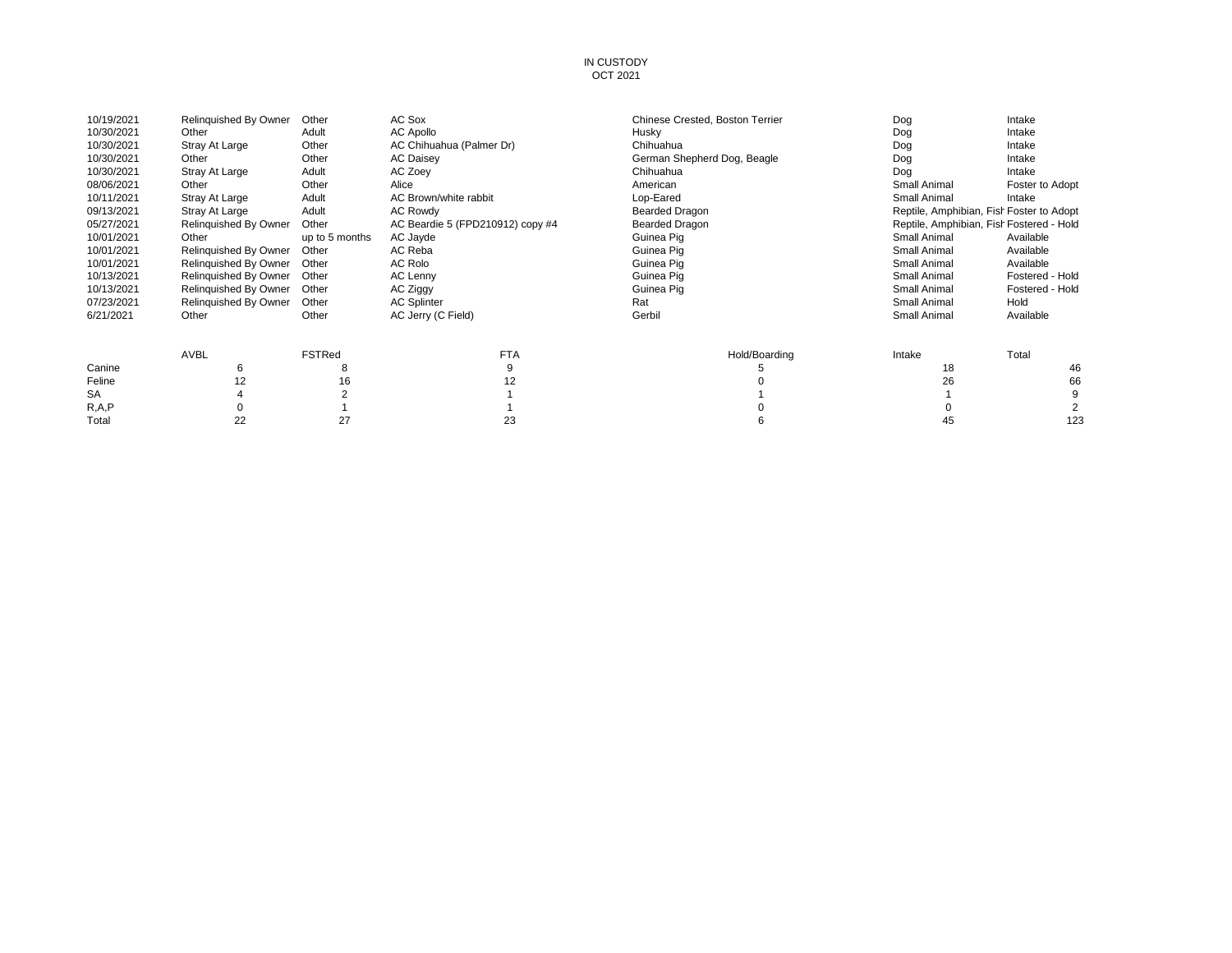IN CUSTODY
OCT 2021

| | | | | | | |
|---|---|---|---|---|---|---|
| 10/19/2021 | Relinquished By Owner | Other | AC Sox | Chinese Crested, Boston Terrier | Dog | Intake |
| 10/30/2021 | Other | Adult | AC Apollo | Husky | Dog | Intake |
| 10/30/2021 | Stray At Large | Other | AC Chihuahua (Palmer Dr) | Chihuahua | Dog | Intake |
| 10/30/2021 | Other | Other | AC Daisey | German Shepherd Dog, Beagle | Dog | Intake |
| 10/30/2021 | Stray At Large | Adult | AC Zoey | Chihuahua | Dog | Intake |
| 08/06/2021 | Other | Other | Alice | American | Small Animal | Foster to Adopt |
| 10/11/2021 | Stray At Large | Adult | AC Brown/white rabbit | Lop-Eared | Small Animal | Intake |
| 09/13/2021 | Stray At Large | Adult | AC Rowdy | Bearded Dragon | Reptile, Amphibian, Fish | Foster to Adopt |
| 05/27/2021 | Relinquished By Owner | Other | AC Beardie 5 (FPD210912) copy #4 | Bearded Dragon | Reptile, Amphibian, Fish | Fostered - Hold |
| 10/01/2021 | Other | up to 5 months | AC Jayde | Guinea Pig | Small Animal | Available |
| 10/01/2021 | Relinquished By Owner | Other | AC Reba | Guinea Pig | Small Animal | Available |
| 10/01/2021 | Relinquished By Owner | Other | AC Rolo | Guinea Pig | Small Animal | Available |
| 10/13/2021 | Relinquished By Owner | Other | AC Lenny | Guinea Pig | Small Animal | Fostered - Hold |
| 10/13/2021 | Relinquished By Owner | Other | AC Ziggy | Guinea Pig | Small Animal | Fostered - Hold |
| 07/23/2021 | Relinquished By Owner | Other | AC Splinter | Rat | Small Animal | Hold |
| 6/21/2021 | Other | Other | AC Jerry (C Field) | Gerbil | Small Animal | Available |

| | AVBL | FSTRed | FTA | Hold/Boarding | Intake | Total |
|---|---|---|---|---|---|---|
| Canine | 6 | 8 | 9 | 5 | 18 | 46 |
| Feline | 12 | 16 | 12 | 0 | 26 | 66 |
| SA | 4 | 2 | 1 | 1 | 1 | 9 |
| R,A,P | 0 | 1 | 1 | 0 | 0 | 2 |
| Total | 22 | 27 | 23 | 6 | 45 | 123 |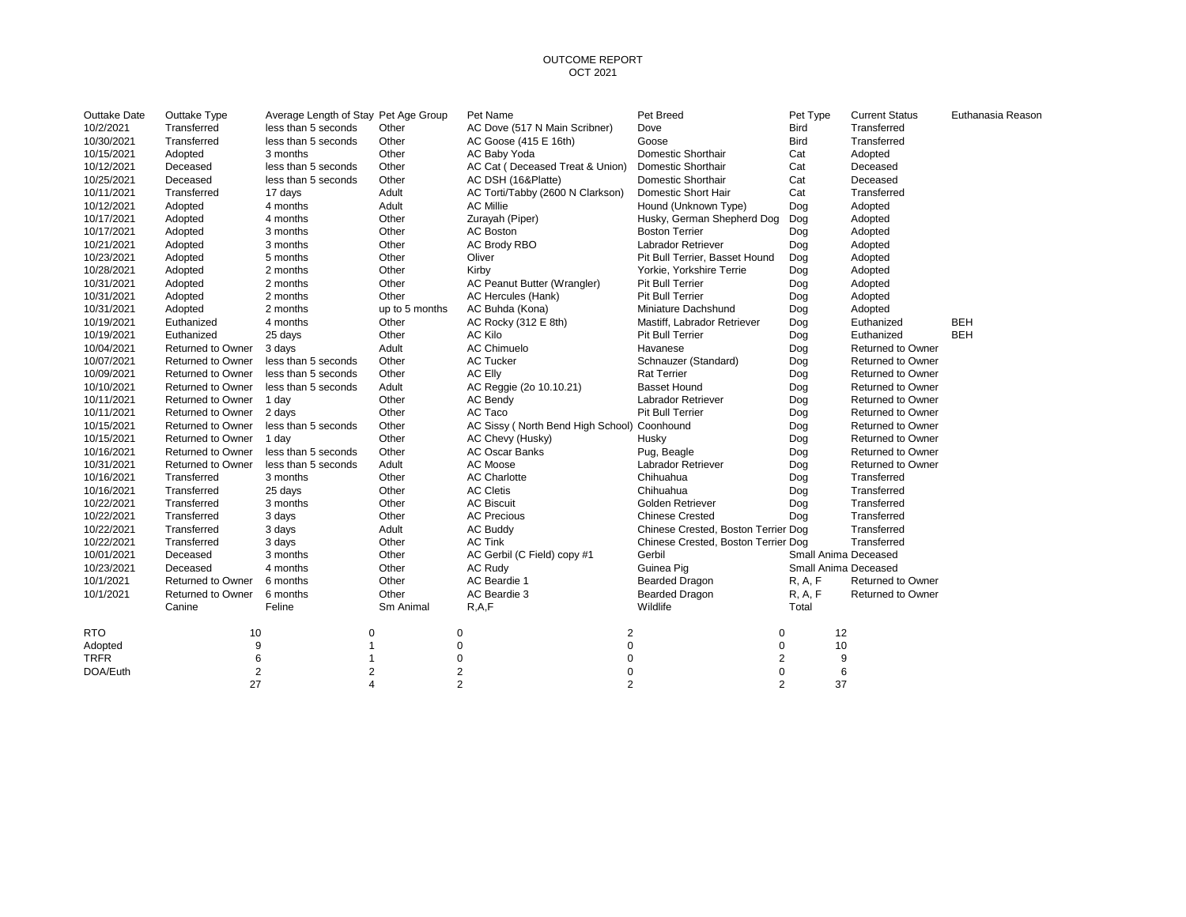# OUTCOME REPORT
## OCT 2021

| Outtake Date | Outtake Type | Average Length of Stay | Pet Age Group | Pet Name | Pet Breed | Pet Type | Current Status | Euthanasia Reason |
|---|---|---|---|---|---|---|---|---|
| 10/2/2021 | Transferred | less than 5 seconds | Other | AC Dove (517 N Main Scribner) | Dove | Bird | Transferred | |
| 10/30/2021 | Transferred | less than 5 seconds | Other | AC Goose (415 E 16th) | Goose | Bird | Transferred | |
| 10/15/2021 | Adopted | 3 months | Other | AC Baby Yoda | Domestic Shorthair | Cat | Adopted | |
| 10/12/2021 | Deceased | less than 5 seconds | Other | AC Cat ( Deceased Treat & Union) | Domestic Shorthair | Cat | Deceased | |
| 10/25/2021 | Deceased | less than 5 seconds | Other | AC DSH (16&Platte) | Domestic Shorthair | Cat | Deceased | |
| 10/11/2021 | Transferred | 17 days | Adult | AC Torti/Tabby (2600 N Clarkson) | Domestic Short Hair | Cat | Transferred | |
| 10/12/2021 | Adopted | 4 months | Adult | AC Millie | Hound (Unknown Type) | Dog | Adopted | |
| 10/17/2021 | Adopted | 4 months | Other | Zurayah (Piper) | Husky, German Shepherd Dog | Dog | Adopted | |
| 10/17/2021 | Adopted | 3 months | Other | AC Boston | Boston Terrier | Dog | Adopted | |
| 10/21/2021 | Adopted | 3 months | Other | AC Brody RBO | Labrador Retriever | Dog | Adopted | |
| 10/23/2021 | Adopted | 5 months | Other | Oliver | Pit Bull Terrier, Basset Hound | Dog | Adopted | |
| 10/28/2021 | Adopted | 2 months | Other | Kirby | Yorkie, Yorkshire Terrie | Dog | Adopted | |
| 10/31/2021 | Adopted | 2 months | Other | AC Peanut Butter (Wrangler) | Pit Bull Terrier | Dog | Adopted | |
| 10/31/2021 | Adopted | 2 months | Other | AC Hercules (Hank) | Pit Bull Terrier | Dog | Adopted | |
| 10/31/2021 | Adopted | 2 months | up to 5 months | AC Buhda (Kona) | Miniature Dachshund | Dog | Adopted | |
| 10/19/2021 | Euthanized | 4 months | Other | AC Rocky (312 E 8th) | Mastiff, Labrador Retriever | Dog | Euthanized | BEH |
| 10/19/2021 | Euthanized | 25 days | Other | AC Kilo | Pit Bull Terrier | Dog | Euthanized | BEH |
| 10/04/2021 | Returned to Owner | 3 days | Adult | AC Chimuelo | Havanese | Dog | Returned to Owner | |
| 10/07/2021 | Returned to Owner | less than 5 seconds | Other | AC Tucker | Schnauzer (Standard) | Dog | Returned to Owner | |
| 10/09/2021 | Returned to Owner | less than 5 seconds | Other | AC Elly | Rat Terrier | Dog | Returned to Owner | |
| 10/10/2021 | Returned to Owner | less than 5 seconds | Adult | AC Reggie (2o 10.10.21) | Basset Hound | Dog | Returned to Owner | |
| 10/11/2021 | Returned to Owner | 1 day | Other | AC Bendy | Labrador Retriever | Dog | Returned to Owner | |
| 10/11/2021 | Returned to Owner | 2 days | Other | AC Taco | Pit Bull Terrier | Dog | Returned to Owner | |
| 10/15/2021 | Returned to Owner | less than 5 seconds | Other | AC Sissy ( North Bend High School) | Coonhound | Dog | Returned to Owner | |
| 10/15/2021 | Returned to Owner | 1 day | Other | AC Chevy (Husky) | Husky | Dog | Returned to Owner | |
| 10/16/2021 | Returned to Owner | less than 5 seconds | Other | AC Oscar Banks | Pug, Beagle | Dog | Returned to Owner | |
| 10/31/2021 | Returned to Owner | less than 5 seconds | Adult | AC Moose | Labrador Retriever | Dog | Returned to Owner | |
| 10/16/2021 | Transferred | 3 months | Other | AC Charlotte | Chihuahua | Dog | Transferred | |
| 10/16/2021 | Transferred | 25 days | Other | AC Cletis | Chihuahua | Dog | Transferred | |
| 10/22/2021 | Transferred | 3 months | Other | AC Biscuit | Golden Retriever | Dog | Transferred | |
| 10/22/2021 | Transferred | 3 days | Other | AC Precious | Chinese Crested | Dog | Transferred | |
| 10/22/2021 | Transferred | 3 days | Adult | AC Buddy | Chinese Crested, Boston Terrier | Dog | Transferred | |
| 10/22/2021 | Transferred | 3 days | Other | AC Tink | Chinese Crested, Boston Terrier | Dog | Transferred | |
| 10/01/2021 | Deceased | 3 months | Other | AC Gerbil (C Field) copy #1 | Gerbil | Small Anima | Deceased | |
| 10/23/2021 | Deceased | 4 months | Other | AC Rudy | Guinea Pig | Small Anima | Deceased | |
| 10/1/2021 | Returned to Owner | 6 months | Other | AC Beardie 1 | Bearded Dragon | R, A, F | Returned to Owner | |
| 10/1/2021 | Returned to Owner | 6 months | Other | AC Beardie 3 | Bearded Dragon | R, A, F | Returned to Owner | |

| | Canine | Feline | Sm Animal | R,A,F | Wildlife | Total |
|---|---|---|---|---|---|---|
| RTO | 10 | 0 | 0 | 2 | 0 | 12 |
| Adopted | 9 | 1 | 0 | 0 | 0 | 10 |
| TRFR | 6 | 1 | 0 | 0 | 2 | 9 |
| DOA/Euth | 2 | 2 | 2 | 0 | 0 | 6 |
| | 27 | 4 | 2 | 2 | 2 | 37 |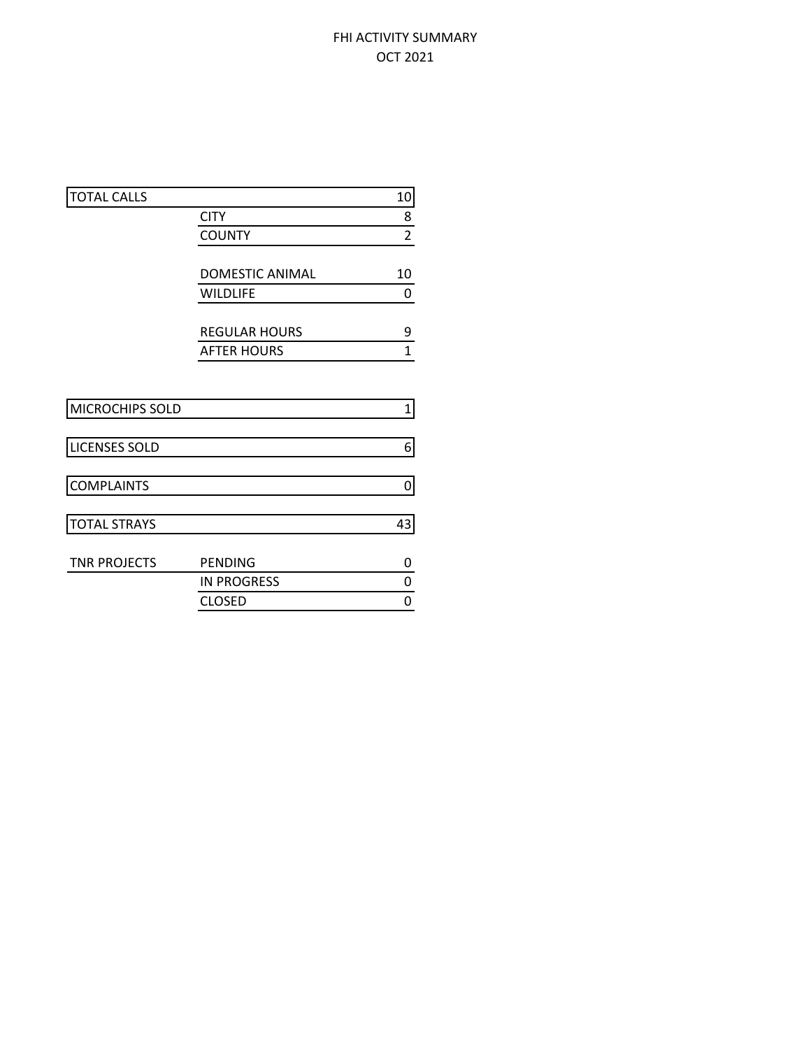# FHI ACTIVITY SUMMARY
## OCT 2021

| | | |
|---|---|---|
| TOTAL CALLS | | 10 |
| | CITY | 8 |
| | COUNTY | 2 |
| | | |
| | DOMESTIC ANIMAL | 10 |
| | WILDLIFE | 0 |
| | | |
| | REGULAR HOURS | 9 |
| | AFTER HOURS | 1 |
| | | |
| MICROCHIPS SOLD | | 1 |
| | | |
| LICENSES SOLD | | 6 |
| | | |
| COMPLAINTS | | 0 |
| | | |
| TOTAL STRAYS | | 43 |
| | | |
| TNR PROJECTS | PENDING | 0 |
| | IN PROGRESS | 0 |
| | CLOSED | 0 |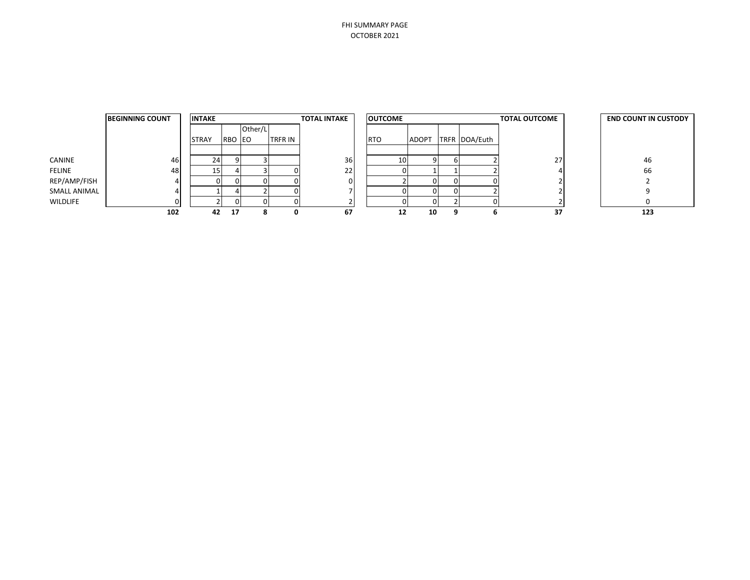FHI SUMMARY PAGE
OCTOBER 2021

| | BEGINNING COUNT | INTAKE | | | | TOTAL INTAKE | OUTCOME | | | | TOTAL OUTCOME | END COUNT IN CUSTODY |
|---|---|---|---|---|---|---|---|---|---|---|---|---|
| | | STRAY | RBO | Other/LEO | TRFR IN | | RTO | ADOPT | TRFR | DOA/Euth | | |
| CANINE | 46 | 24 | 9 | 3 | | 36 | 10 | 9 | 6 | 2 | 27 | 46 |
| FELINE | 48 | 15 | 4 | 3 | 0 | 22 | 0 | 1 | 1 | 2 | 4 | 66 |
| REP/AMP/FISH | 4 | 0 | 0 | 0 | 0 | 0 | 2 | 0 | 0 | 0 | 2 | 2 |
| SMALL ANIMAL | 4 | 1 | 4 | 2 | 0 | 7 | 0 | 0 | 0 | 2 | 2 | 9 |
| WILDLIFE | 0 | 2 | 0 | 0 | 0 | 2 | 0 | 0 | 2 | 0 | 2 | 0 |
| | **102** | **42** | **17** | **8** | **0** | **67** | **12** | **10** | **9** | **6** | **37** | **123** |